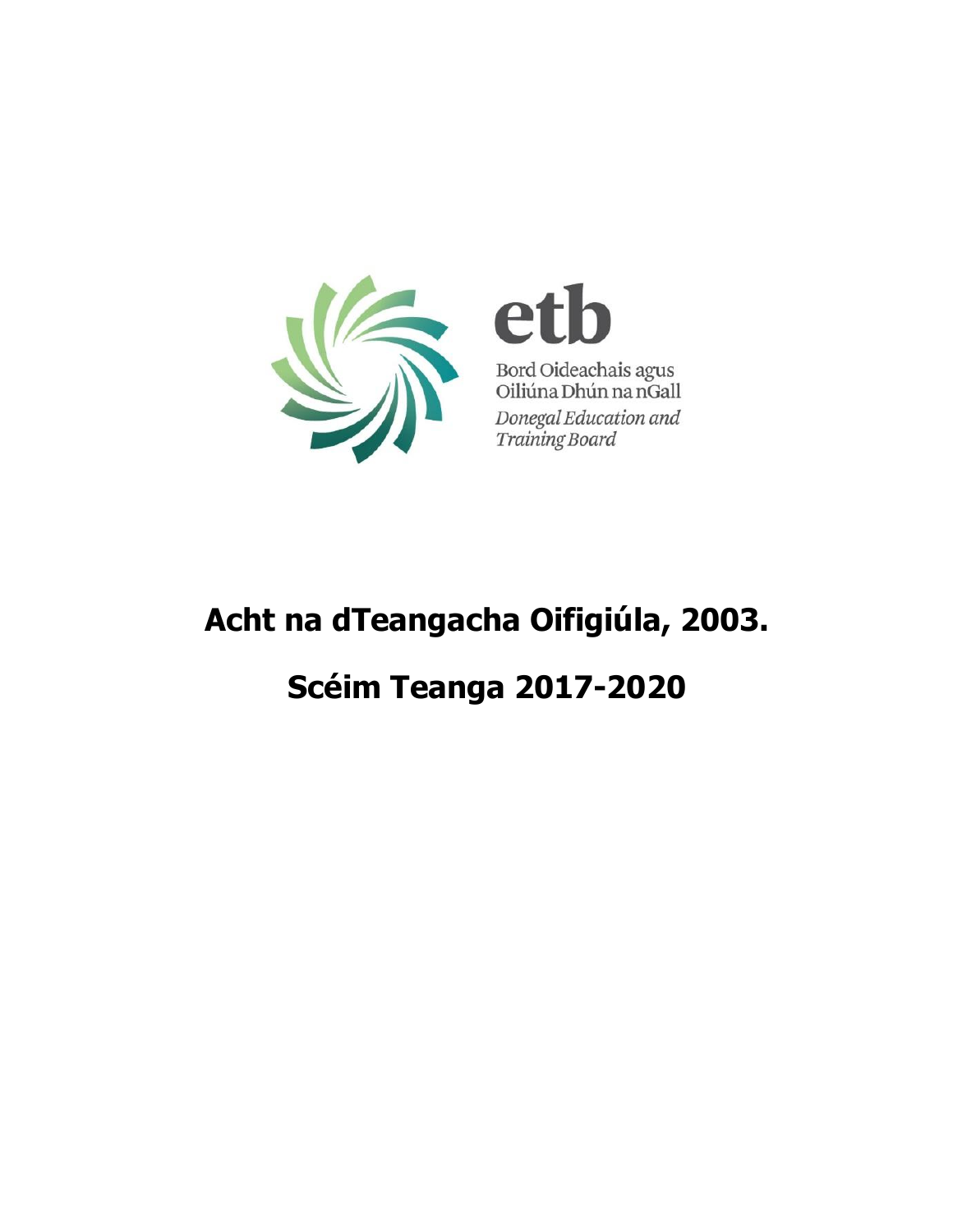etb

Bord Oideachais agus Oiliúna Dhún na nGall

*Donegal Education and Training Board*

# Acht na dTeangacha Oifigiúla, 2003.

# Scéim Teanga 2017-2020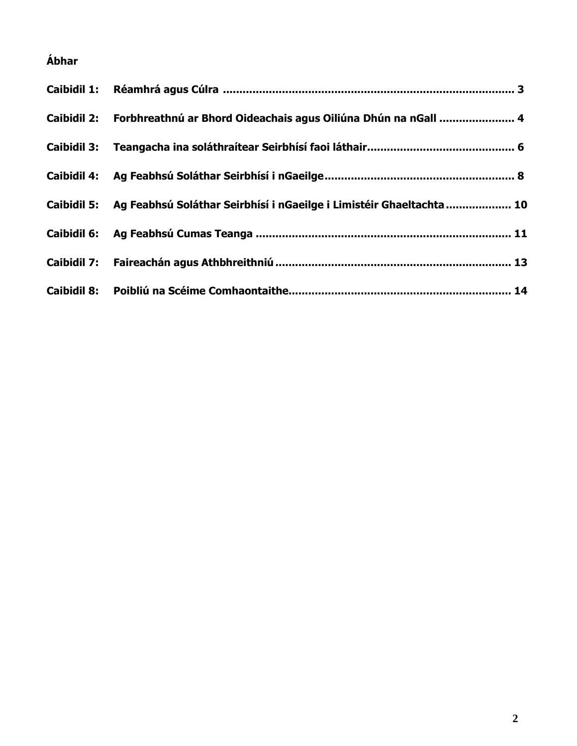**Ábhar**

| | | |
|---|---|---|
| **Caibidil 1:** | **Réamhrá agus Cúlra** | **3** |
| **Caibidil 2:** | **Forbhreathnú ar Bhord Oideachais agus Oiliúna Dhún na nGall** | **4** |
| **Caibidil 3:** | **Teangacha ina soláthraítear Seirbhísí faoi láthair** | **6** |
| **Caibidil 4:** | **Ag Feabhsú Soláthar Seirbhísí i nGaeilge** | **8** |
| **Caibidil 5:** | **Ag Feabhsú Soláthar Seirbhísí i nGaeilge i Limistéir Ghaeltachta** | **10** |
| **Caibidil 6:** | **Ag Feabhsú Cumas Teanga** | **11** |
| **Caibidil 7:** | **Faireachán agus Athbhreithniú** | **13** |
| **Caibidil 8:** | **Poibliú na Scéime Comhaontaithe** | **14** |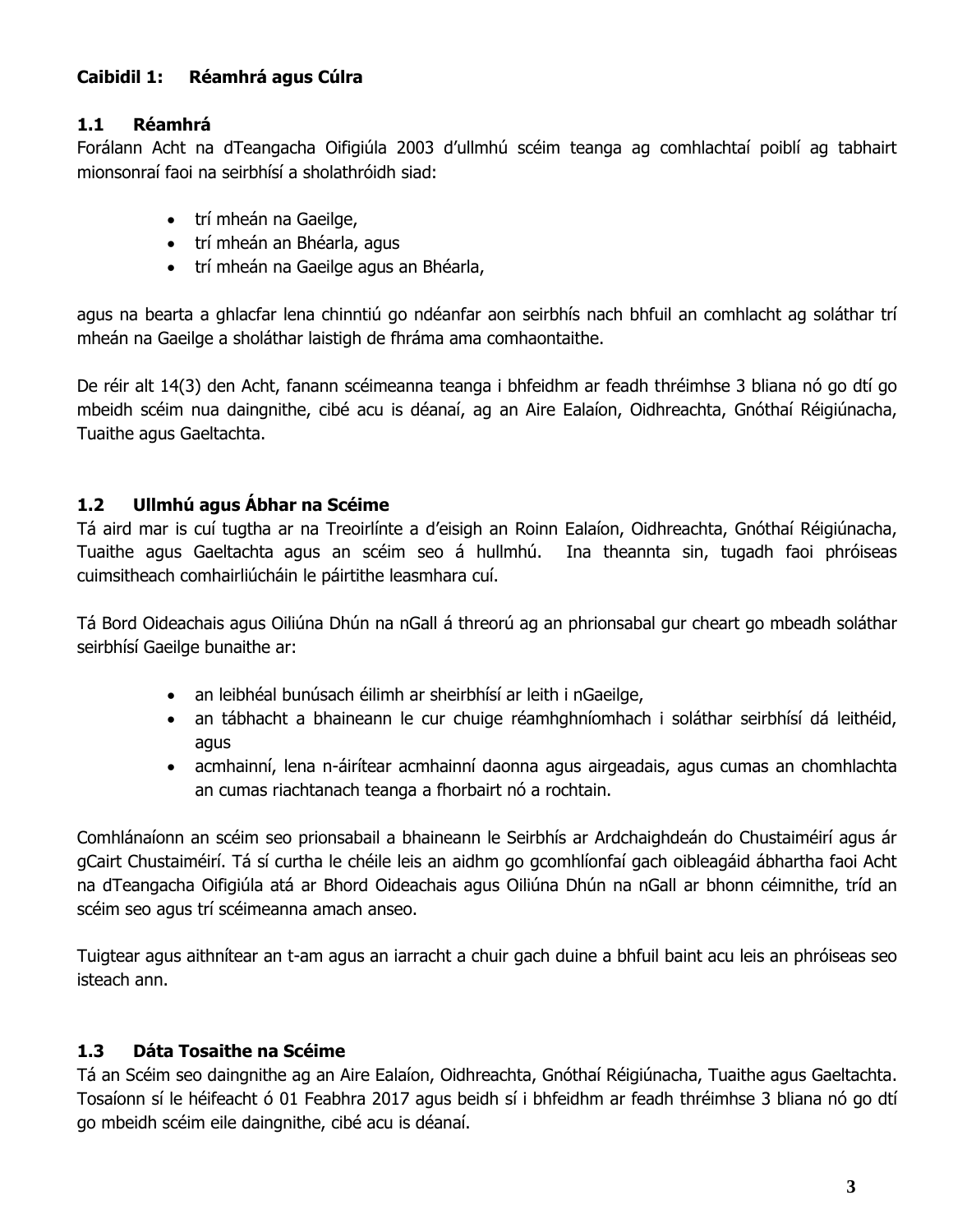## Caibidil 1: Réamhrá agus Cúlra

### 1.1 Réamhrá

Forálann Acht na dTeangacha Oifigiúla 2003 d'ullmhú scéim teanga ag comhlachtaí poiblí ag tabhairt mionsonraí faoi na seirbhísí a sholathróidh siad:

- trí mheán na Gaeilge,
- trí mheán an Bhéarla, agus
- trí mheán na Gaeilge agus an Bhéarla,

agus na bearta a ghlacfar lena chinntiú go ndéanfar aon seirbhís nach bhfuil an comhlacht ag soláthar trí mheán na Gaeilge a sholáthar laistigh de fhráma ama comhaontaithe.

De réir alt 14(3) den Acht, fanann scéimeanna teanga i bhfeidhm ar feadh thréimhse 3 bliana nó go dtí go mbeidh scéim nua daingnithe, cibé acu is déanaí, ag an Aire Ealaíon, Oidhreachta, Gnóthaí Réigiúnacha, Tuaithe agus Gaeltachta.

### 1.2 Ullmhú agus Ábhar na Scéime

Tá aird mar is cuí tugtha ar na Treoirlínte a d'eisigh an Roinn Ealaíon, Oidhreachta, Gnóthaí Réigiúnacha, Tuaithe agus Gaeltachta agus an scéim seo á hullmhú. Ina theannta sin, tugadh faoi phróiseas cuimsitheach comhairliúcháin le páirtithe leasmhara cuí.

Tá Bord Oideachais agus Oiliúna Dhún na nGall á threorú ag an phrionsabal gur cheart go mbeadh soláthar seirbhísí Gaeilge bunaithe ar:

- an leibhéal bunúsach éilimh ar sheirbhísí ar leith i nGaeilge,
- an tábhacht a bhaineann le cur chuige réamhghníomhach i soláthar seirbhísí dá leithéid, agus
- acmhainní, lena n-áirítear acmhainní daonna agus airgeadais, agus cumas an chomhlachta an cumas riachtanach teanga a fhorbairt nó a rochtain.

Comhlánaíonn an scéim seo prionsabail a bhaineann le Seirbhís ar Ardchaighdeán do Chustaiméirí agus ár gCairt Chustaiméirí. Tá sí curtha le chéile leis an aidhm go gcomhlíonfaí gach oibleagáid ábhartha faoi Acht na dTeangacha Oifigiúla atá ar Bhord Oideachais agus Oiliúna Dhún na nGall ar bhonn céimnithe, tríd an scéim seo agus trí scéimeanna amach anseo.

Tuigtear agus aithnítear an t-am agus an iarracht a chuir gach duine a bhfuil baint acu leis an phróiseas seo isteach ann.

### 1.3 Dáta Tosaithe na Scéime

Tá an Scéim seo daingnithe ag an Aire Ealaíon, Oidhreachta, Gnóthaí Réigiúnacha, Tuaithe agus Gaeltachta. Tosaíonn sí le héifeacht ó 01 Feabhra 2017 agus beidh sí i bhfeidhm ar feadh thréimhse 3 bliana nó go dtí go mbeidh scéim eile daingnithe, cibé acu is déanaí.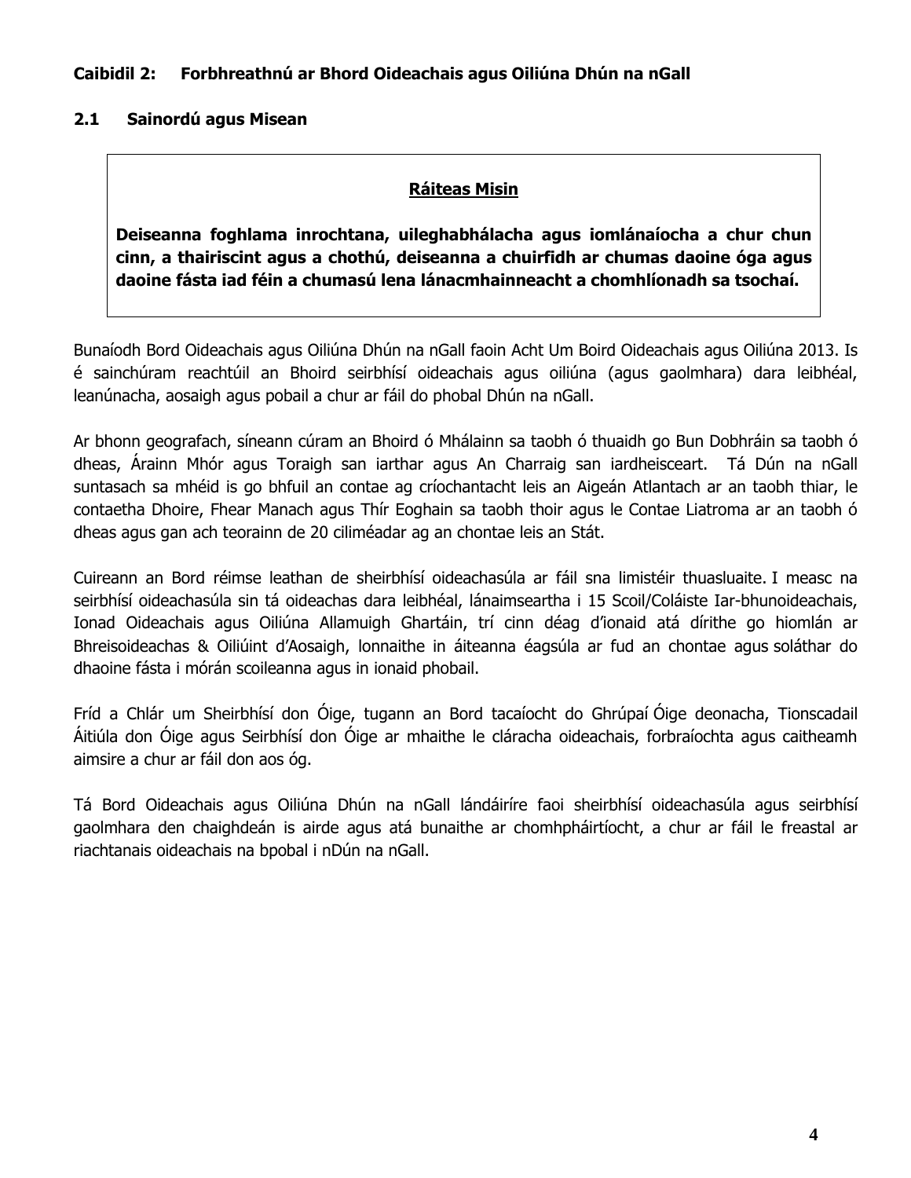## Caibidil 2: Forbhreathnú ar Bhord Oideachais agus Oiliúna Dhún na nGall

### 2.1 Sainordú agus Misean

> **Ráiteas Misin**
>
> **Deiseanna foghlama inrochtana, uileghabhálacha agus iomlánaíocha a chur chun cinn, a thairiscint agus a chothú, deiseanna a chuirfidh ar chumas daoine óga agus daoine fásta iad féin a chumasú lena lánacmhainneacht a chomhlíonadh sa tsochaí.**

Bunaíodh Bord Oideachais agus Oiliúna Dhún na nGall faoin Acht Um Boird Oideachais agus Oiliúna 2013. Is é sainchúram reachtúil an Bhoird seirbhísí oideachais agus oiliúna (agus gaolmhara) dara leibhéal, leanúnacha, aosaigh agus pobail a chur ar fáil do phobal Dhún na nGall.

Ar bhonn geografach, síneann cúram an Bhoird ó Mhálainn sa taobh ó thuaidh go Bun Dobhráin sa taobh ó dheas, Árainn Mhór agus Toraigh san iarthar agus An Charraig san iardheisceart. Tá Dún na nGall suntasach sa mhéid is go bhfuil an contae ag críochantacht leis an Aigeán Atlantach ar an taobh thiar, le contaetha Dhoire, Fhear Manach agus Thír Eoghain sa taobh thoir agus le Contae Liatroma ar an taobh ó dheas agus gan ach teorainn de 20 ciliméadar ag an chontae leis an Stát.

Cuireann an Bord réimse leathan de sheirbhísí oideachasúla ar fáil sna limistéir thuasluaite. I measc na seirbhísí oideachasúla sin tá oideachas dara leibhéal, lánaimseartha i 15 Scoil/Coláiste Iar-bhunoideachais, Ionad Oideachais agus Oiliúna Allamuigh Ghartáin, trí cinn déag d'ionaid atá dírithe go hiomlán ar Bhreisoideachas & Oiliúint d'Aosaigh, lonnaithe in áiteanna éagsúla ar fud an chontae agus soláthar do dhaoine fásta i mórán scoileanna agus in ionaid phobail.

Fríd a Chlár um Sheirbhísí don Óige, tugann an Bord tacaíocht do Ghrúpaí Óige deonacha, Tionscadail Áitiúla don Óige agus Seirbhísí don Óige ar mhaithe le cláracha oideachais, forbraíochta agus caitheamh aimsire a chur ar fáil don aos óg.

Tá Bord Oideachais agus Oiliúna Dhún na nGall lándáiríre faoi sheirbhísí oideachasúla agus seirbhísí gaolmhara den chaighdeán is airde agus atá bunaithe ar chomhpháirtíocht, a chur ar fáil le freastal ar riachtanais oideachais na bpobal i nDún na nGall.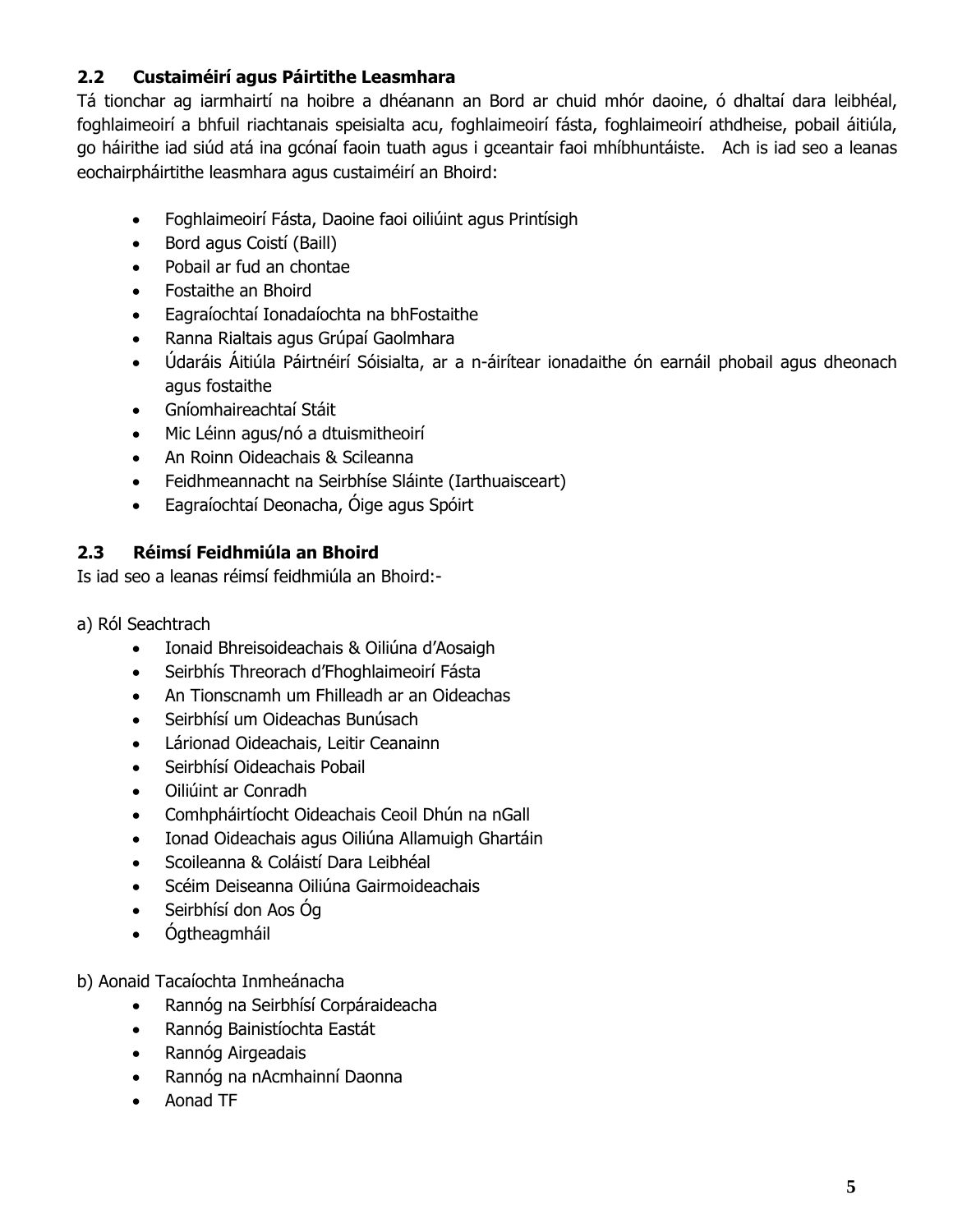## 2.2 Custaiméirí agus Páirtithe Leasmhara

Tá tionchar ag iarmhairtí na hoibre a dhéanann an Bord ar chuid mhór daoine, ó dhaltaí dara leibhéal, foghlaimeoirí a bhfuil riachtanais speisialta acu, foghlaimeoirí fásta, foghlaimeoirí athdheise, pobail áitiúla, go háirithe iad siúd atá ina gcónaí faoin tuath agus i gceantair faoi mhíbhuntáiste. Ach is iad seo a leanas eochairpháirtithe leasmhara agus custaiméirí an Bhoird:

- Foghlaimeoirí Fásta, Daoine faoi oiliúint agus Printísigh
- Bord agus Coistí (Baill)
- Pobail ar fud an chontae
- Fostaithe an Bhoird
- Eagraíochtaí Ionadaíochta na bhFostaithe
- Ranna Rialtais agus Grúpaí Gaolmhara
- Údaráis Áitiúla Páirtnéirí Sóisialta, ar a n-áirítear ionadaithe ón earnáil phobail agus dheonach agus fostaithe
- Gníomhaireachtaí Stáit
- Mic Léinn agus/nó a dtuismitheoirí
- An Roinn Oideachais & Scileanna
- Feidhmeannacht na Seirbhíse Sláinte (Iarthuaisceart)
- Eagraíochtaí Deonacha, Óige agus Spóirt

## 2.3 Réimsí Feidhmiúla an Bhoird

Is iad seo a leanas réimsí feidhmiúla an Bhoird:-

a) Ról Seachtrach

- Ionaid Bhreisoideachais & Oiliúna d'Aosaigh
- Seirbhís Threorach d'Fhoghlaimeoirí Fásta
- An Tionscnamh um Fhilleadh ar an Oideachas
- Seirbhísí um Oideachas Bunúsach
- Lárionad Oideachais, Leitir Ceanainn
- Seirbhísí Oideachais Pobail
- Oiliúint ar Conradh
- Comhpháirtíocht Oideachais Ceoil Dhún na nGall
- Ionad Oideachais agus Oiliúna Allamuigh Ghartáin
- Scoileanna & Coláistí Dara Leibhéal
- Scéim Deiseanna Oiliúna Gairmoideachais
- Seirbhísí don Aos Óg
- Ógtheagmháil

b) Aonaid Tacaíochta Inmheánacha

- Rannóg na Seirbhísí Corpáraideacha
- Rannóg Bainistíochta Eastát
- Rannóg Airgeadais
- Rannóg na nAcmhainní Daonna
- Aonad TF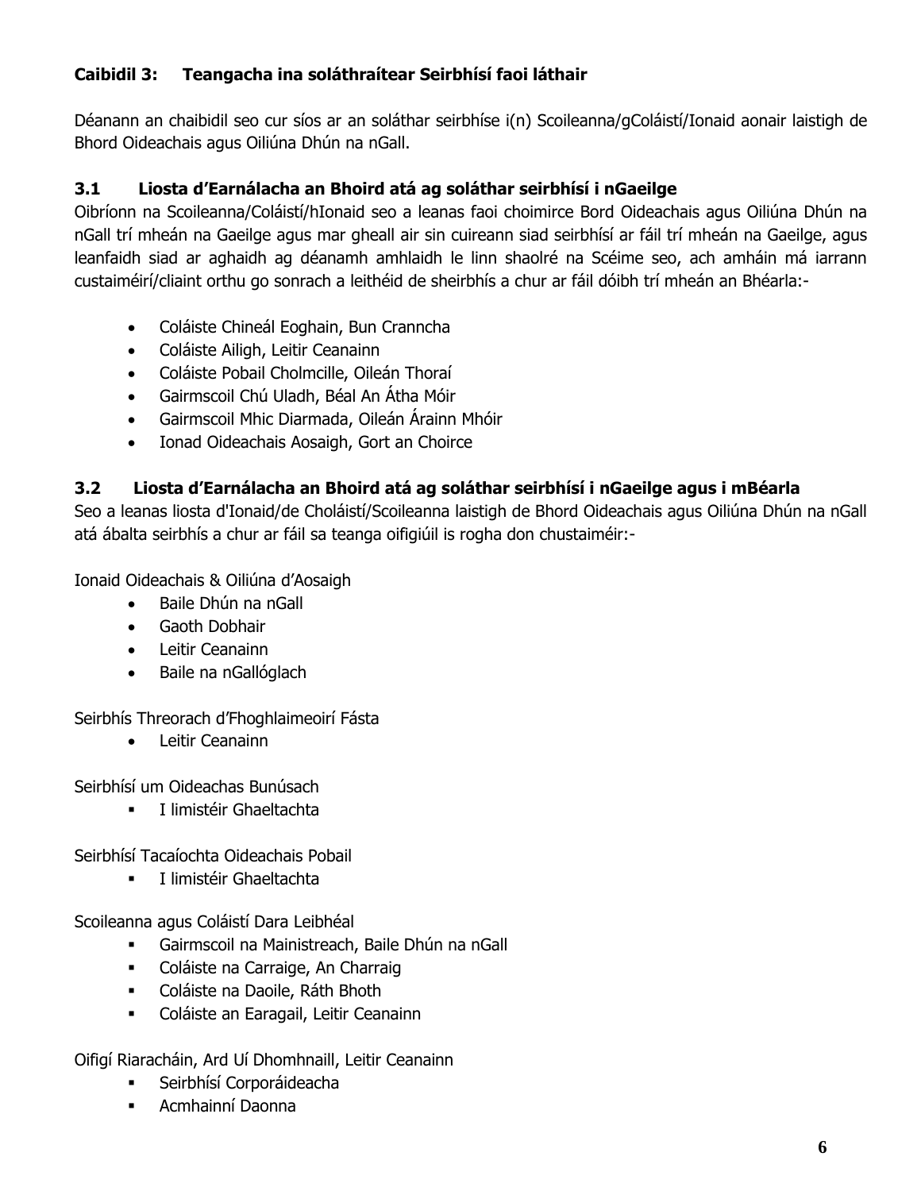## Caibidil 3: Teangacha ina soláthraítear Seirbhísí faoi láthair

Déanann an chaibidil seo cur síos ar an soláthar seirbhíse i(n) Scoileanna/gColáistí/Ionaid aonair laistigh de Bhord Oideachais agus Oiliúna Dhún na nGall.

### 3.1 Liosta d'Earnálacha an Bhoird atá ag soláthar seirbhísí i nGaeilge

Oibríonn na Scoileanna/Coláistí/hIonaid seo a leanas faoi choimirce Bord Oideachais agus Oiliúna Dhún na nGall trí mheán na Gaeilge agus mar gheall air sin cuireann siad seirbhísí ar fáil trí mheán na Gaeilge, agus leanfaidh siad ar aghaidh ag déanamh amhlaidh le linn shaolré na Scéime seo, ach amháin má iarrann custaiméirí/cliaint orthu go sonrach a leithéid de sheirbhís a chur ar fáil dóibh trí mheán an Bhéarla:-

- Coláiste Chineál Eoghain, Bun Cranncha
- Coláiste Ailigh, Leitir Ceanainn
- Coláiste Pobail Cholmcille, Oileán Thoraí
- Gairmscoil Chú Uladh, Béal An Átha Móir
- Gairmscoil Mhic Diarmada, Oileán Árainn Mhóir
- Ionad Oideachais Aosaigh, Gort an Choirce

### 3.2 Liosta d'Earnálacha an Bhoird atá ag soláthar seirbhísí i nGaeilge agus i mBéarla

Seo a leanas liosta d'Ionaid/de Choláistí/Scoileanna laistigh de Bhord Oideachais agus Oiliúna Dhún na nGall atá ábalta seirbhís a chur ar fáil sa teanga oifigiúil is rogha don chustaiméir:-

Ionaid Oideachais & Oiliúna d'Aosaigh

- Baile Dhún na nGall
- Gaoth Dobhair
- Leitir Ceanainn
- Baile na nGallóglach

Seirbhís Threorach d'Fhoghlaimeoirí Fásta

- Leitir Ceanainn

Seirbhísí um Oideachas Bunúsach

- I limistéir Ghaeltachta

Seirbhísí Tacaíochta Oideachais Pobail

- I limistéir Ghaeltachta

Scoileanna agus Coláistí Dara Leibhéal

- Gairmscoil na Mainistreach, Baile Dhún na nGall
- Coláiste na Carraige, An Charraig
- Coláiste na Daoile, Ráth Bhoth
- Coláiste an Earagail, Leitir Ceanainn

Oifigí Riaracháin, Ard Uí Dhomhnaill, Leitir Ceanainn

- Seirbhísí Corporáideacha
- Acmhainní Daonna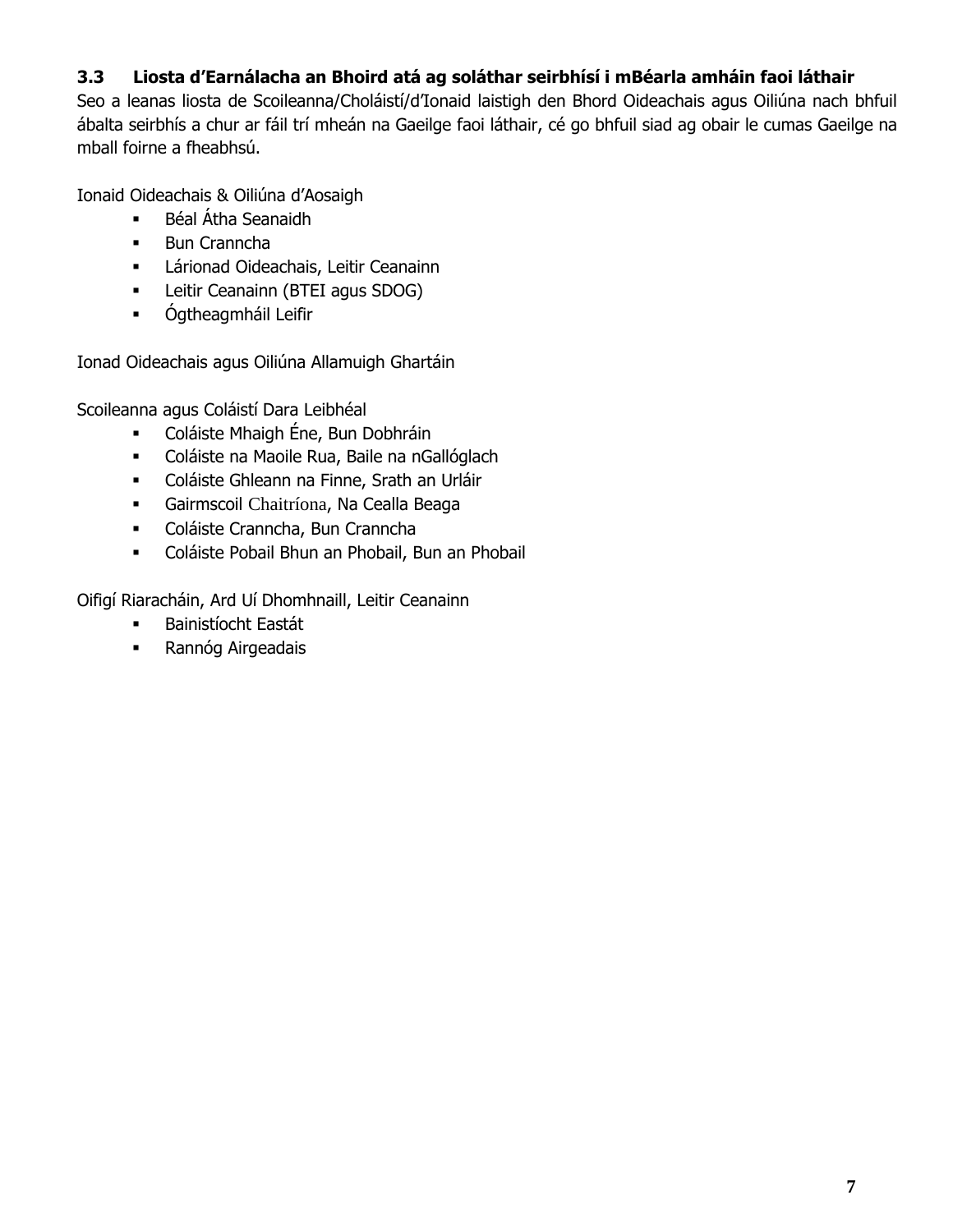### 3.3 Liosta d'Earnálacha an Bhoird atá ag soláthar seirbhísí i mBéarla amháin faoi láthair

Seo a leanas liosta de Scoileanna/Choláistí/d'Ionaid laistigh den Bhord Oideachais agus Oiliúna nach bhfuil ábalta seirbhís a chur ar fáil trí mheán na Gaeilge faoi láthair, cé go bhfuil siad ag obair le cumas Gaeilge na mball foirne a fheabhsú.

Ionaid Oideachais & Oiliúna d'Aosaigh

- Béal Átha Seanaidh
- Bun Cranncha
- Lárionad Oideachais, Leitir Ceanainn
- Leitir Ceanainn (BTEI agus SDOG)
- Ógtheagmháil Leifir

Ionad Oideachais agus Oiliúna Allamuigh Ghartáin

Scoileanna agus Coláistí Dara Leibhéal

- Coláiste Mhaigh Éne, Bun Dobhráin
- Coláiste na Maoile Rua, Baile na nGallóglach
- Coláiste Ghleann na Finne, Srath an Urláir
- Gairmscoil Chaitríona, Na Cealla Beaga
- Coláiste Cranncha, Bun Cranncha
- Coláiste Pobail Bhun an Phobail, Bun an Phobail

Oifigí Riaracháin, Ard Uí Dhomhnaill, Leitir Ceanainn

- Bainistíocht Eastát
- Rannóg Airgeadais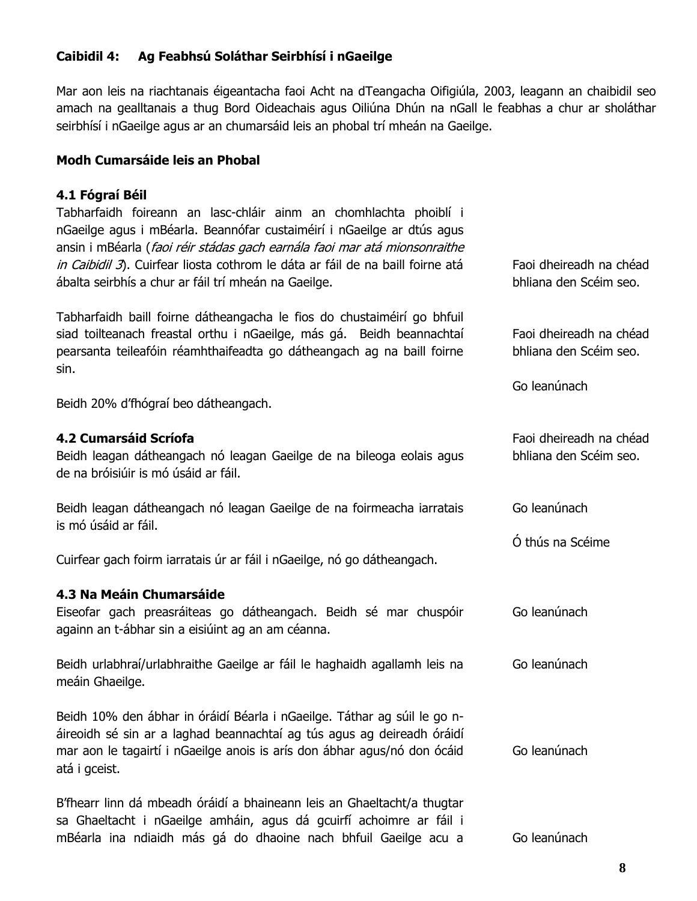### Caibidil 4: Ag Feabhsú Soláthar Seirbhísí i nGaeilge

Mar aon leis na riachtanais éigeantacha faoi Acht na dTeangacha Oifigiúla, 2003, leagann an chaibidil seo amach na gealltanais a thug Bord Oideachais agus Oiliúna Dhún na nGall le feabhas a chur ar sholáthar seirbhísí i nGaeilge agus ar an chumarsáid leis an phobal trí mheán na Gaeilge.

**Modh Cumarsáide leis an Phobal**

**4.1 Fógraí Béil**

| | |
|---|---|
| Tabharfaidh foireann an lasc-chláir ainm an chomhlachta phoiblí i nGaeilge agus i mBéarla. Beannófar custaiméirí i nGaeilge ar dtús agus ansin i mBéarla (*faoi réir stádas gach earnála faoi mar atá mionsonraithe in Caibidil 3*). Cuirfear liosta cothrom le dáta ar fáil de na baill foirne atá ábalta seirbhís a chur ar fáil trí mheán na Gaeilge. | Faoi dheireadh na chéad bhliana den Scéim seo. |
| Tabharfaidh baill foirne dátheangacha le fios do chustaiméirí go bhfuil siad toilteanach freastal orthu i nGaeilge, más gá. Beidh beannachtaí pearsanta teileafóin réamhthaifeadta go dátheangach ag na baill foirne sin. | Faoi dheireadh na chéad bhliana den Scéim seo. |
| Beidh 20% d'fhógraí beo dátheangach. | Go leanúnach |

**4.2 Cumarsáid Scríofa**

| | |
|---|---|
| Beidh leagan dátheangach nó leagan Gaeilge de na bileoga eolais agus de na bróisiúir is mó úsáid ar fáil. | Faoi dheireadh na chéad bhliana den Scéim seo. |
| Beidh leagan dátheangach nó leagan Gaeilge de na foirmeacha iarratais is mó úsáid ar fáil. | Go leanúnach |
| Cuirfear gach foirm iarratais úr ar fáil i nGaeilge, nó go dátheangach. | Ó thús na Scéime |

**4.3 Na Meáin Chumarsáide**

| | |
|---|---|
| Eiseofar gach preasráiteas go dátheangach. Beidh sé mar chuspóir againn an t-ábhar sin a eisiúint ag an am céanna. | Go leanúnach |
| Beidh urlabhraí/urlabhraithe Gaeilge ar fáil le haghaidh agallamh leis na meáin Ghaeilge. | Go leanúnach |
| Beidh 10% den ábhar in óráidí Béarla i nGaeilge. Táthar ag súil le go n-áireoidh sé sin ar a laghad beannachtaí ag tús agus ag deireadh óráidí mar aon le tagairtí i nGaeilge anois is arís don ábhar agus/nó don ócáid atá i gceist. | Go leanúnach |
| B'fhearr linn dá mbeadh óráidí a bhaineann leis an Ghaeltacht/a thugtar sa Ghaeltacht i nGaeilge amháin, agus dá gcuirfí achoimre ar fáil i mBéarla ina ndiaidh más gá do dhaoine nach bhfuil Gaeilge acu a | Go leanúnach |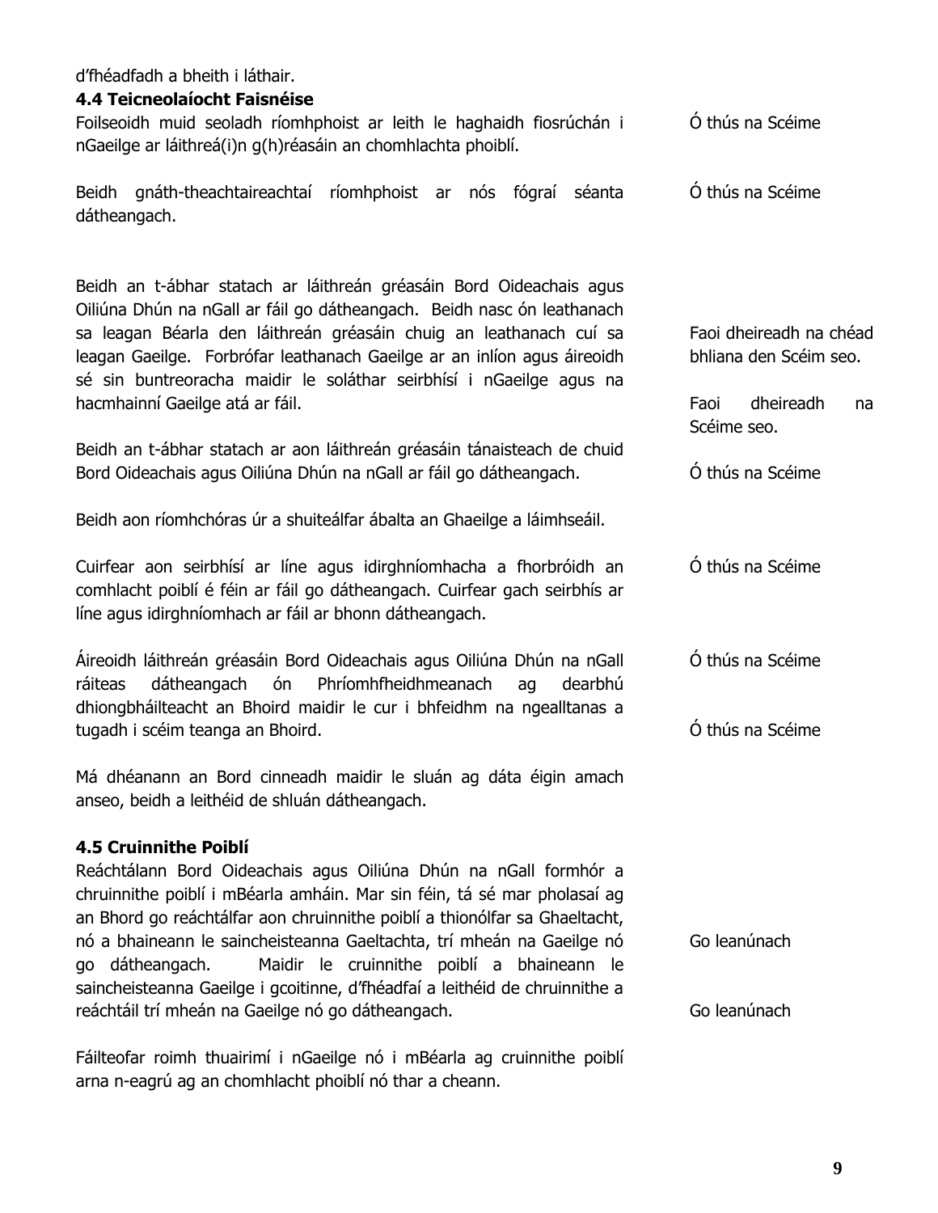d'fhéadfadh a bheith i láthair.

### 4.4 Teicneolaíocht Faisnéise

| | |
|---|---|
| Foilseoidh muid seoladh ríomhphoist ar leith le haghaidh fiosrúchán i nGaeilge ar láithreá(i)n g(h)réasáin an chomhlachta phoiblí. | Ó thús na Scéime |
| Beidh gnáth-theachtaireachtaí ríomhphoist ar nós fógraí séanta dátheangach. | Ó thús na Scéime |
| Beidh an t-ábhar statach ar láithreán gréasáin Bord Oideachais agus Oiliúna Dhún na nGall ar fáil go dátheangach. Beidh nasc ón leathanach sa leagan Béarla den láithreán gréasáin chuig an leathanach cuí sa leagan Gaeilge. Forbrófar leathanach Gaeilge ar an inlíon agus áireoidh sé sin buntreoracha maidir le soláthar seirbhísí i nGaeilge agus na hacmhainní Gaeilge atá ar fáil. | Faoi dheireadh na chéad bhliana den Scéim seo.<br><br>Faoi dheireadh na Scéime seo. |
| Beidh an t-ábhar statach ar aon láithreán gréasáin tánaisteach de chuid Bord Oideachais agus Oiliúna Dhún na nGall ar fáil go dátheangach. | Ó thús na Scéime |
| Beidh aon ríomhchóras úr a shuiteálfar ábalta an Ghaeilge a láimhseáil. | |
| Cuirfear aon seirbhísí ar líne agus idirghníomhacha a fhorbróidh an comhlacht poiblí é féin ar fáil go dátheangach. Cuirfear gach seirbhís ar líne agus idirghníomhach ar fáil ar bhonn dátheangach. | Ó thús na Scéime |
| Áireoidh láithreán gréasáin Bord Oideachais agus Oiliúna Dhún na nGall ráiteas dátheangach ón Phríomhfheidhmeanach ag dearbhú dhiongbháilteacht an Bhoird maidir le cur i bhfeidhm na ngealltanas a tugadh i scéim teanga an Bhoird. | Ó thús na Scéime<br><br>Ó thús na Scéime |
| Má dhéanann an Bord cinneadh maidir le sluán ag dáta éigin amach anseo, beidh a leithéid de shluán dátheangach. | |

### 4.5 Cruinnithe Poiblí

| | |
|---|---|
| Reáchtálann Bord Oideachais agus Oiliúna Dhún na nGall formhór a chruinnithe poiblí i mBéarla amháin. Mar sin féin, tá sé mar pholasaí ag an Bhord go reáchtálfar aon chruinnithe poiblí a thionólfar sa Ghaeltacht, nó a bhaineann le saincheisteanna Gaeltachta, trí mheán na Gaeilge nó go dátheangach. | Go leanúnach |
| Maidir le cruinnithe poiblí a bhaineann le saincheisteanna Gaeilge i gcoitinne, d'fhéadfaí a leithéid de chruinnithe a reáchtáil trí mheán na Gaeilge nó go dátheangach. | Go leanúnach |
| Fáilteofar roimh thuairimí i nGaeilge nó i mBéarla ag cruinnithe poiblí arna n-eagrú ag an chomhlacht phoiblí nó thar a cheann. | |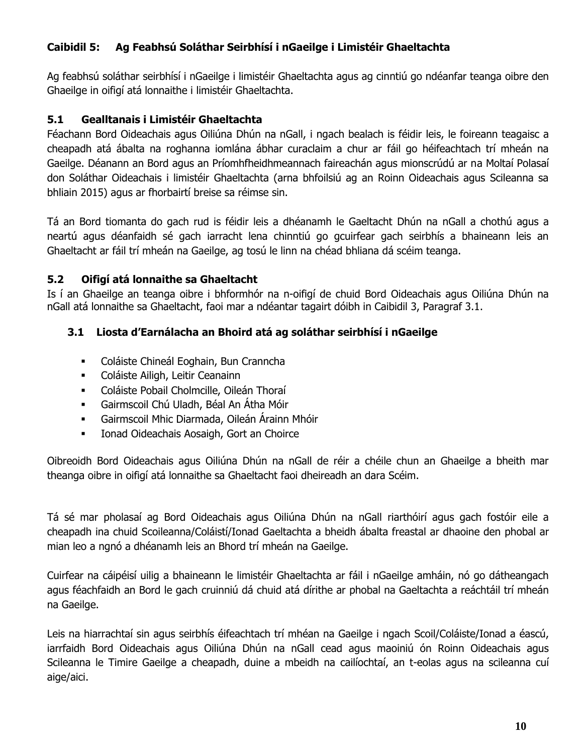## Caibidil 5: Ag Feabhsú Soláthar Seirbhísí i nGaeilge i Limistéir Ghaeltachta

Ag feabhsú soláthar seirbhísí i nGaeilge i limistéir Ghaeltachta agus ag cinntiú go ndéanfar teanga oibre den Ghaeilge in oifigí atá lonnaithe i limistéir Ghaeltachta.

### 5.1 Gealltanais i Limistéir Ghaeltachta

Féachann Bord Oideachais agus Oiliúna Dhún na nGall, i ngach bealach is féidir leis, le foireann teagaisc a cheapadh atá ábalta na roghanna iomlána ábhar curaclaim a chur ar fáil go héifeachtach trí mheán na Gaeilge. Déanann an Bord agus an Príomhfheidhmeannach faireachán agus mionscrúdú ar na Moltaí Polasaí don Soláthar Oideachais i limistéir Ghaeltachta (arna bhfoilsiú ag an Roinn Oideachais agus Scileanna sa bhliain 2015) agus ar fhorbairtí breise sa réimse sin.

Tá an Bord tiomanta do gach rud is féidir leis a dhéanamh le Gaeltacht Dhún na nGall a chothú agus a neartú agus déanfaidh sé gach iarracht lena chinntiú go gcuirfear gach seirbhís a bhaineann leis an Ghaeltacht ar fáil trí mheán na Gaeilge, ag tosú le linn na chéad bhliana dá scéim teanga.

### 5.2 Oifigí atá lonnaithe sa Ghaeltacht

Is í an Ghaeilge an teanga oibre i bhformhór na n-oifigí de chuid Bord Oideachais agus Oiliúna Dhún na nGall atá lonnaithe sa Ghaeltacht, faoi mar a ndéantar tagairt dóibh in Caibidil 3, Paragraf 3.1.

#### 3.1 Liosta d'Earnálacha an Bhoird atá ag soláthar seirbhísí i nGaeilge

- Coláiste Chineál Eoghain, Bun Cranncha
- Coláiste Ailigh, Leitir Ceanainn
- Coláiste Pobail Cholmcille, Oileán Thoraí
- Gairmscoil Chú Uladh, Béal An Átha Móir
- Gairmscoil Mhic Diarmada, Oileán Árainn Mhóir
- Ionad Oideachais Aosaigh, Gort an Choirce

Oibreoidh Bord Oideachais agus Oiliúna Dhún na nGall de réir a chéile chun an Ghaeilge a bheith mar theanga oibre in oifigí atá lonnaithe sa Ghaeltacht faoi dheireadh an dara Scéim.

Tá sé mar pholasaí ag Bord Oideachais agus Oiliúna Dhún na nGall riarthóirí agus gach fostóir eile a cheapadh ina chuid Scoileanna/Coláistí/Ionad Gaeltachta a bheidh ábalta freastal ar dhaoine den phobal ar mian leo a ngnó a dhéanamh leis an Bhord trí mheán na Gaeilge.

Cuirfear na cáipéisí uilig a bhaineann le limistéir Ghaeltachta ar fáil i nGaeilge amháin, nó go dátheangach agus féachfaidh an Bord le gach cruinniú dá chuid atá dírithe ar phobal na Gaeltachta a reáchtáil trí mheán na Gaeilge.

Leis na hiarrachtaí sin agus seirbhís éifeachtach trí mhéan na Gaeilge i ngach Scoil/Coláiste/Ionad a éascú, iarrfaidh Bord Oideachais agus Oiliúna Dhún na nGall cead agus maoiniú ón Roinn Oideachais agus Scileanna le Timire Gaeilge a cheapadh, duine a mbeidh na cailíochtaí, an t-eolas agus na scileanna cuí aige/aici.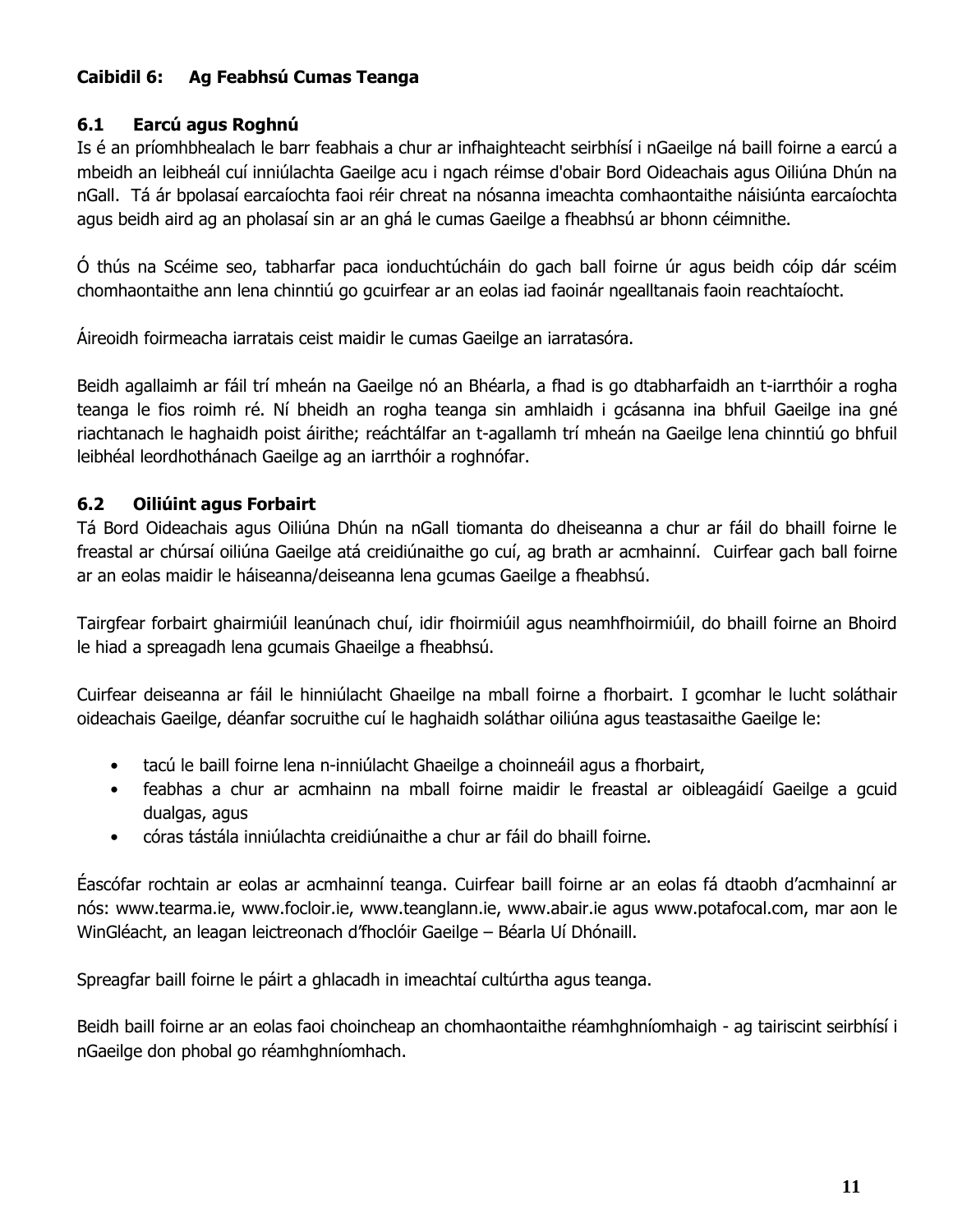## Caibidil 6: Ag Feabhsú Cumas Teanga

### 6.1 Earcú agus Roghnú

Is é an príomhbhealach le barr feabhais a chur ar infhaighteacht seirbhísí i nGaeilge ná baill foirne a earcú a mbeidh an leibheál cuí inniúlachta Gaeilge acu i ngach réimse d'obair Bord Oideachais agus Oiliúna Dhún na nGall. Tá ár bpolasaí earcaíochta faoi réir chreat na nósanna imeachta comhaontaithe náisiúnta earcaíochta agus beidh aird ag an pholasaí sin ar an ghá le cumas Gaeilge a fheabhsú ar bhonn céimnithe.

Ó thús na Scéime seo, tabharfar paca ionduchtúcháin do gach ball foirne úr agus beidh cóip dár scéim chomhaontaithe ann lena chinntiú go gcuirfear ar an eolas iad faoinár ngealltanais faoin reachtaíocht.

Áireoidh foirmeacha iarratais ceist maidir le cumas Gaeilge an iarratasóra.

Beidh agallaimh ar fáil trí mheán na Gaeilge nó an Bhéarla, a fhad is go dtabharfaidh an t-iarrthóir a rogha teanga le fios roimh ré. Ní bheidh an rogha teanga sin amhlaidh i gcásanna ina bhfuil Gaeilge ina gné riachtanach le haghaidh poist áirithe; reáchtálfar an t-agallamh trí mheán na Gaeilge lena chinntiú go bhfuil leibhéal leordhothánach Gaeilge ag an iarrthóir a roghnófar.

### 6.2 Oiliúint agus Forbairt

Tá Bord Oideachais agus Oiliúna Dhún na nGall tiomanta do dheiseanna a chur ar fáil do bhaill foirne le freastal ar chúrsaí oiliúna Gaeilge atá creidiúnaithe go cuí, ag brath ar acmhainní. Cuirfear gach ball foirne ar an eolas maidir le háiseanna/deiseanna lena gcumas Gaeilge a fheabhsú.

Tairgfear forbairt ghairmiúil leanúnach chuí, idir fhoirmiúil agus neamhfhoirmiúil, do bhaill foirne an Bhoird le hiad a spreagadh lena gcumais Ghaeilge a fheabhsú.

Cuirfear deiseanna ar fáil le hinniúlacht Ghaeilge na mball foirne a fhorbairt. I gcomhar le lucht soláthair oideachais Gaeilge, déanfar socruithe cuí le haghaidh soláthar oiliúna agus teastasaithe Gaeilge le:

- tacú le baill foirne lena n-inniúlacht Ghaeilge a choinneáil agus a fhorbairt,
- feabhas a chur ar acmhainn na mball foirne maidir le freastal ar oibleagáidí Gaeilge a gcuid dualgas, agus
- córas tástála inniúlachta creidiúnaithe a chur ar fáil do bhaill foirne.

Éascófar rochtain ar eolas ar acmhainní teanga. Cuirfear baill foirne ar an eolas fá dtaobh d'acmhainní ar nós: www.tearma.ie, www.focloir.ie, www.teanglann.ie, www.abair.ie agus www.potafocal.com, mar aon le WinGléacht, an leagan leictreonach d'fhoclóir Gaeilge – Béarla Uí Dhónaill.

Spreagfar baill foirne le páirt a ghlacadh in imeachtaí cultúrtha agus teanga.

Beidh baill foirne ar an eolas faoi choincheap an chomhaontaithe réamhghníomhaigh - ag tairiscint seirbhísí i nGaeilge don phobal go réamhghníomhach.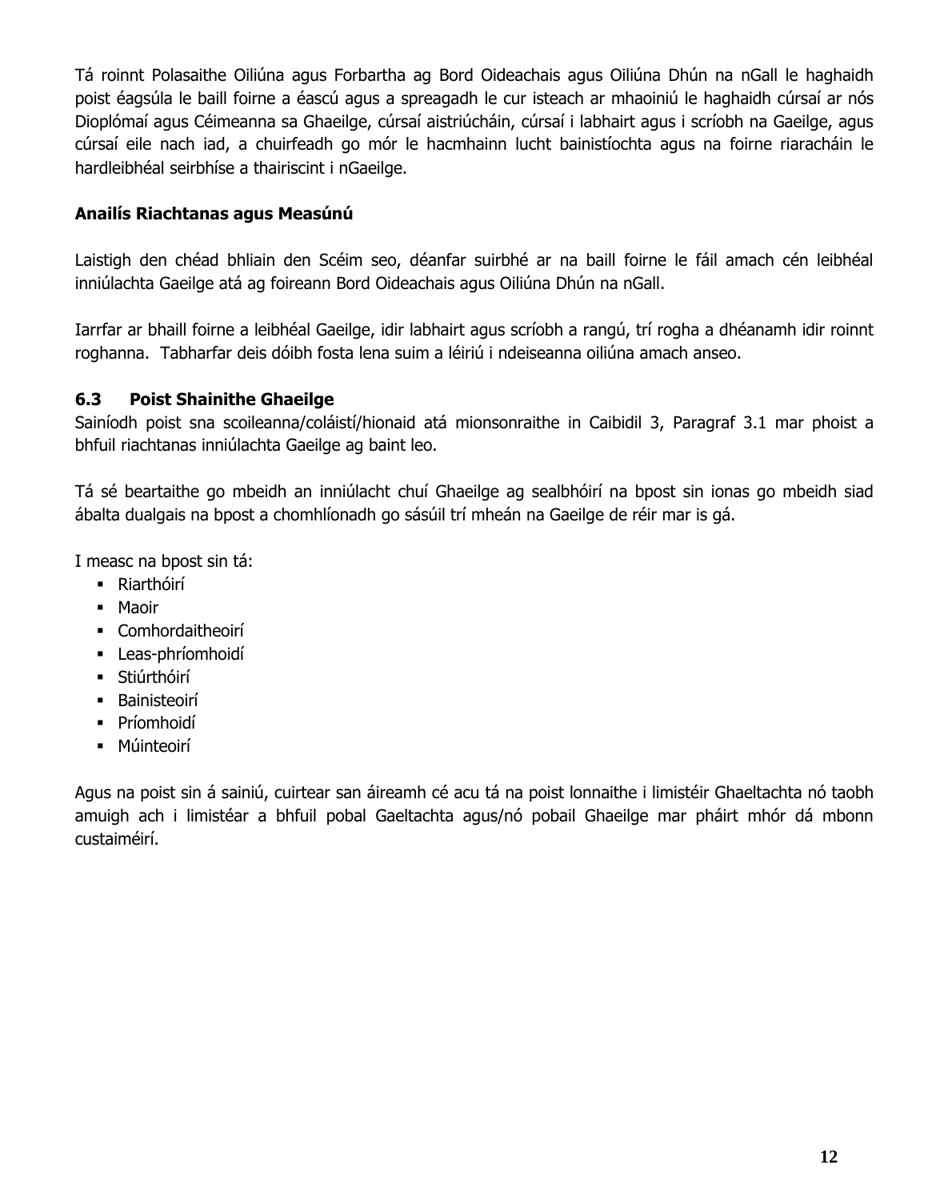Tá roinnt Polasaithe Oiliúna agus Forbartha ag Bord Oideachais agus Oiliúna Dhún na nGall le haghaidh poist éagsúla le baill foirne a éascú agus a spreagadh le cur isteach ar mhaoiniú le haghaidh cúrsaí ar nós Dioplómaí agus Céimeanna sa Ghaeilge, cúrsaí aistriúcháin, cúrsaí i labhairt agus i scríobh na Gaeilge, agus cúrsaí eile nach iad, a chuirfeadh go mór le hacmhainn lucht bainistíochta agus na foirne riaracháin le hardleibhéal seirbhíse a thairiscint i nGaeilge.

**Anailís Riachtanas agus Measúnú**

Laistigh den chéad bhliain den Scéim seo, déanfar suirbhé ar na baill foirne le fáil amach cén leibhéal inniúlachta Gaeilge atá ag foireann Bord Oideachais agus Oiliúna Dhún na nGall.

Iarrfar ar bhaill foirne a leibhéal Gaeilge, idir labhairt agus scríobh a rangú, trí rogha a dhéanamh idir roinnt roghanna. Tabharfar deis dóibh fosta lena suim a léiriú i ndeiseanna oiliúna amach anseo.

### 6.3 Poist Shainithe Ghaeilge

Sainíodh poist sna scoileanna/coláistí/hionaid atá mionsonraithe in Caibidil 3, Paragraf 3.1 mar phoist a bhfuil riachtanas inniúlachta Gaeilge ag baint leo.

Tá sé beartaithe go mbeidh an inniúlacht chuí Ghaeilge ag sealbhóirí na bpost sin ionas go mbeidh siad ábalta dualgais na bpost a chomhlíonadh go sásúil trí mheán na Gaeilge de réir mar is gá.

I measc na bpost sin tá:

- Riarthóirí
- Maoir
- Comhordaitheoirí
- Leas-phríomhoidí
- Stiúrthóirí
- Bainisteoirí
- Príomhoidí
- Múinteoirí

Agus na poist sin á sainiú, cuirtear san áireamh cé acu tá na poist lonnaithe i limistéir Ghaeltachta nó taobh amuigh ach i limistéar a bhfuil pobal Gaeltachta agus/nó pobail Ghaeilge mar pháirt mhór dá mbonn custaiméirí.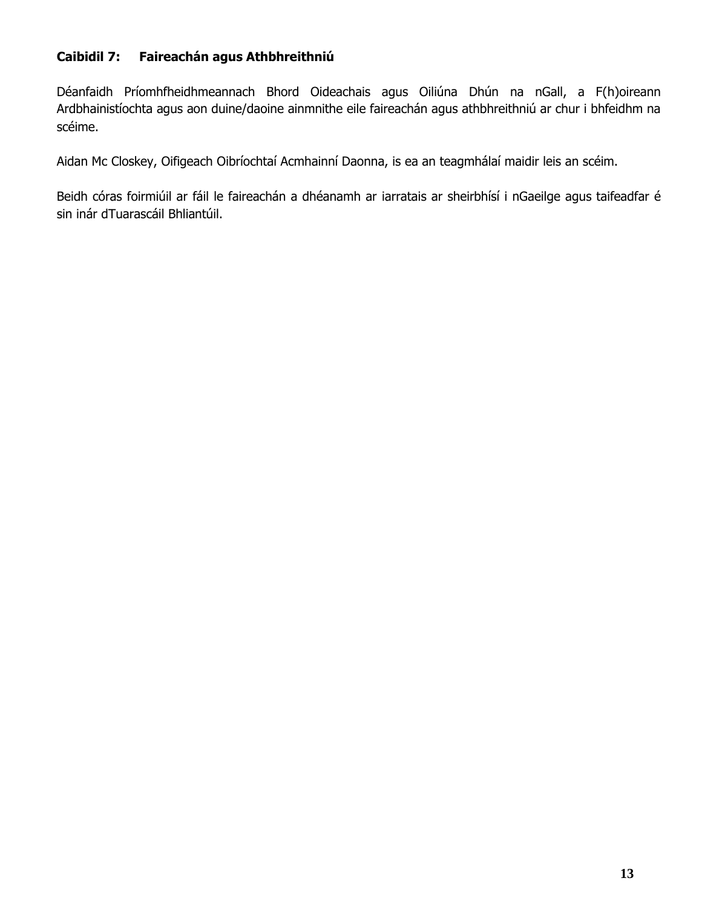## Caibidil 7: Faireachán agus Athbhreithniú

Déanfaidh Príomhfheidhmeannach Bhord Oideachais agus Oiliúna Dhún na nGall, a F(h)oireann Ardbhainistíochta agus aon duine/daoine ainmnithe eile faireachán agus athbhreithniú ar chur i bhfeidhm na scéime.

Aidan Mc Closkey, Oifigeach Oibríochtaí Acmhainní Daonna, is ea an teagmhálaí maidir leis an scéim.

Beidh córas foirmiúil ar fáil le faireachán a dhéanamh ar iarratais ar sheirbhísí i nGaeilge agus taifeadfar é sin inár dTuarascáil Bhliantúil.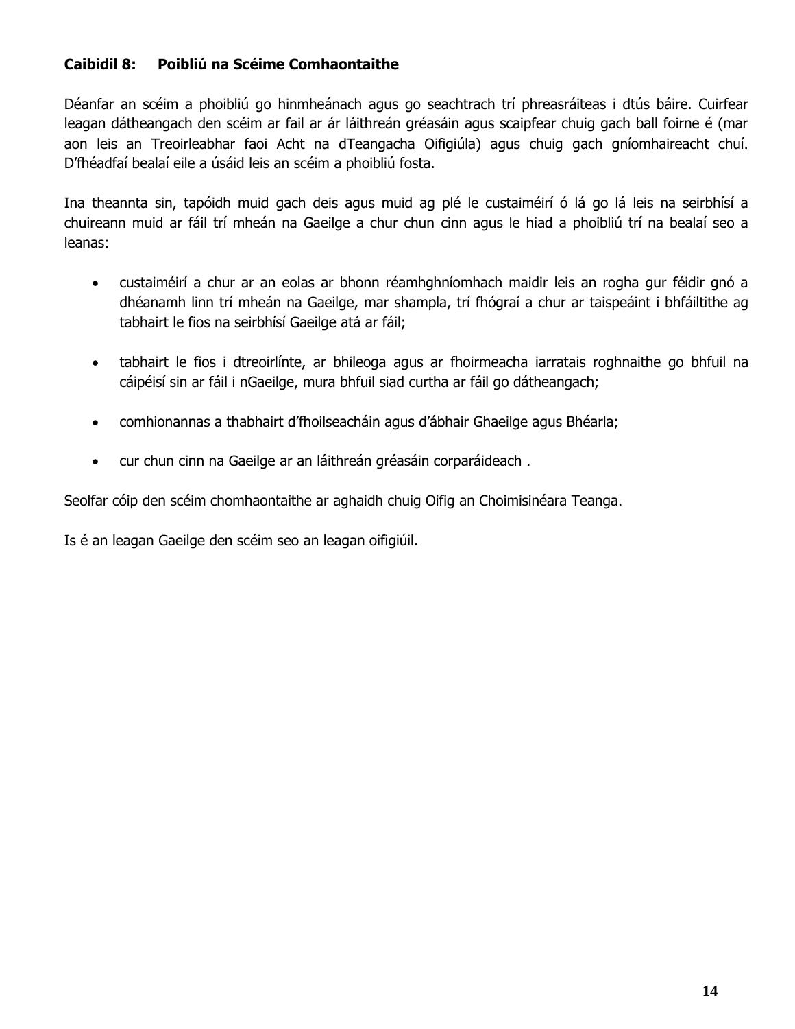## Caibidil 8: Poibliú na Scéime Comhaontaithe

Déanfar an scéim a phoibliú go hinmheánach agus go seachtrach trí phreasráiteas i dtús báire. Cuirfear leagan dátheangach den scéim ar fail ar ár láithreán gréasáin agus scaipfear chuig gach ball foirne é (mar aon leis an Treoirleabhar faoi Acht na dTeangacha Oifigiúla) agus chuig gach gníomhaireacht chuí. D'fhéadfaí bealaí eile a úsáid leis an scéim a phoibliú fosta.

Ina theannta sin, tapóidh muid gach deis agus muid ag plé le custaiméirí ó lá go lá leis na seirbhísí a chuireann muid ar fáil trí mheán na Gaeilge a chur chun cinn agus le hiad a phoibliú trí na bealaí seo a leanas:

- custaiméirí a chur ar an eolas ar bhonn réamhghníomhach maidir leis an rogha gur féidir gnó a dhéanamh linn trí mheán na Gaeilge, mar shampla, trí fhógraí a chur ar taispeáint i bhfáiltithe ag tabhairt le fios na seirbhísí Gaeilge atá ar fáil;

- tabhairt le fios i dtreoirlínte, ar bhileoga agus ar fhoirmeacha iarratais roghnaithe go bhfuil na cáipéisí sin ar fáil i nGaeilge, mura bhfuil siad curtha ar fáil go dátheangach;

- comhionannas a thabhairt d'fhoilseacháin agus d'ábhair Ghaeilge agus Bhéarla;

- cur chun cinn na Gaeilge ar an láithreán gréasáin corparáideach .

Seolfar cóip den scéim chomhaontaithe ar aghaidh chuig Oifig an Choimisinéara Teanga.

Is é an leagan Gaeilge den scéim seo an leagan oifigiúil.